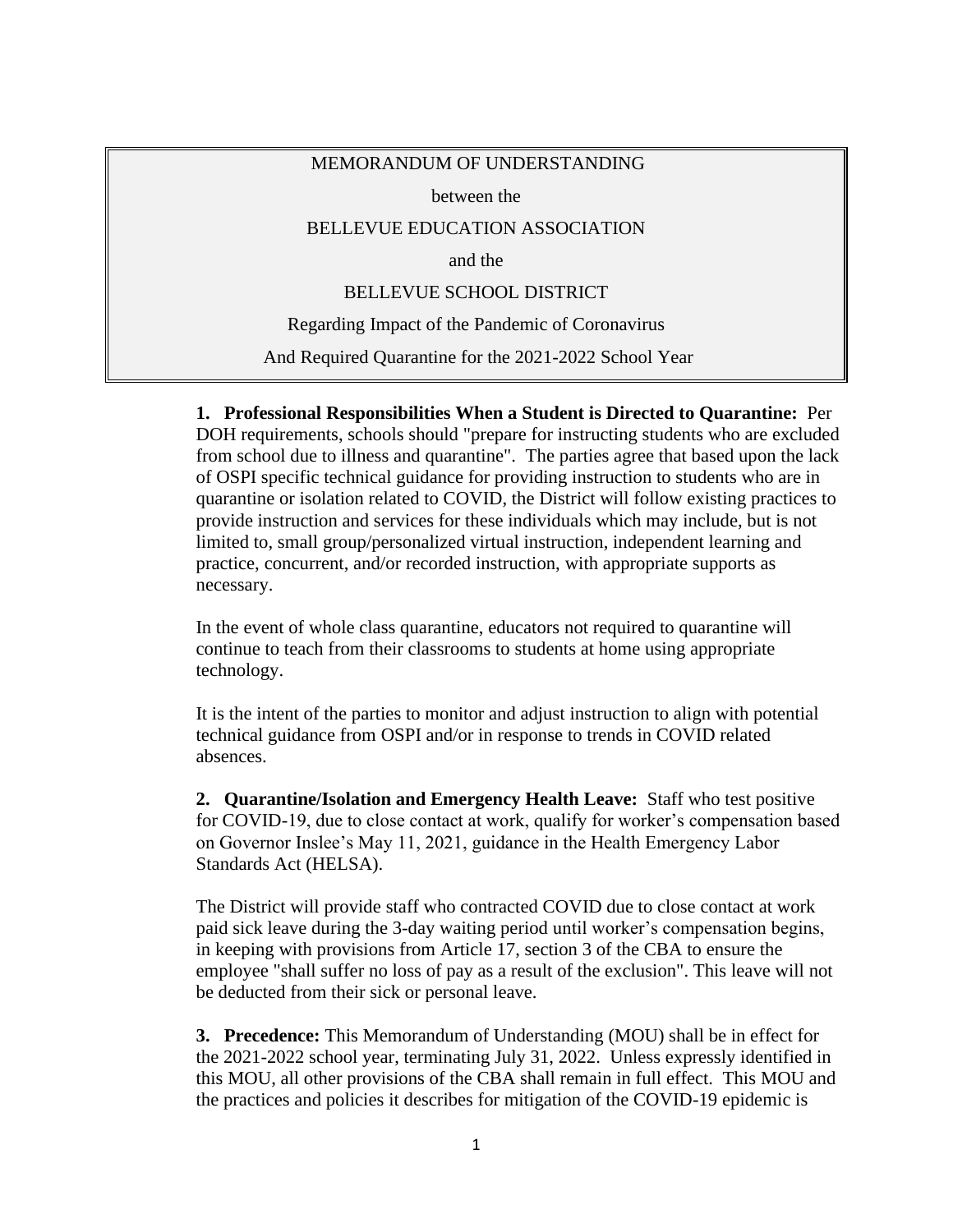# MEMORANDUM OF UNDERSTANDING

between the

BELLEVUE EDUCATION ASSOCIATION

and the

BELLEVUE SCHOOL DISTRICT

Regarding Impact of the Pandemic of Coronavirus

And Required Quarantine for the 2021-2022 School Year

**1. Professional Responsibilities When a Student is Directed to Quarantine:** Per DOH requirements, schools should "prepare for instructing students who are excluded from school due to illness and quarantine". The parties agree that based upon the lack of OSPI specific technical guidance for providing instruction to students who are in quarantine or isolation related to COVID, the District will follow existing practices to provide instruction and services for these individuals which may include, but is not limited to, small group/personalized virtual instruction, independent learning and practice, concurrent, and/or recorded instruction, with appropriate supports as necessary.

In the event of whole class quarantine, educators not required to quarantine will continue to teach from their classrooms to students at home using appropriate technology.

It is the intent of the parties to monitor and adjust instruction to align with potential technical guidance from OSPI and/or in response to trends in COVID related absences.

**2. Quarantine/Isolation and Emergency Health Leave:** Staff who test positive for COVID-19, due to close contact at work, qualify for worker's compensation based on Governor Inslee's May 11, 2021, guidance in the Health Emergency Labor Standards Act (HELSA).

The District will provide staff who contracted COVID due to close contact at work paid sick leave during the 3-day waiting period until worker's compensation begins, in keeping with provisions from Article 17, section 3 of the CBA to ensure the employee "shall suffer no loss of pay as a result of the exclusion". This leave will not be deducted from their sick or personal leave.

**3. Precedence:** This Memorandum of Understanding (MOU) shall be in effect for the 2021-2022 school year, terminating July 31, 2022. Unless expressly identified in this MOU, all other provisions of the CBA shall remain in full effect. This MOU and the practices and policies it describes for mitigation of the COVID-19 epidemic is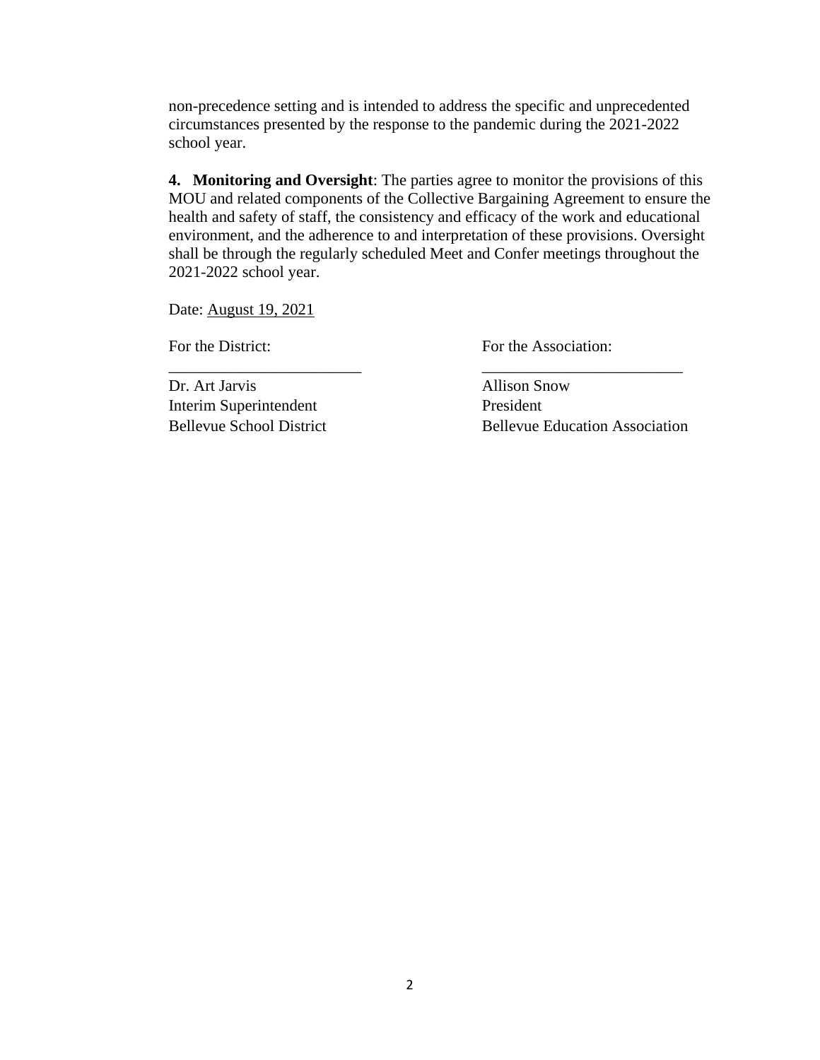non-precedence setting and is intended to address the specific and unprecedented circumstances presented by the response to the pandemic during the 2021-2022 school year.

**4. Monitoring and Oversight**: The parties agree to monitor the provisions of this MOU and related components of the Collective Bargaining Agreement to ensure the health and safety of staff, the consistency and efficacy of the work and educational environment, and the adherence to and interpretation of these provisions. Oversight shall be through the regularly scheduled Meet and Confer meetings throughout the 2021-2022 school year.

Date: <u>August 19, 2021</u>

For the District:

________________________

Dr. Art Jarvis
Interim Superintendent
Bellevue School District

For the Association:

_________________________

Allison Snow
President
Bellevue Education Association